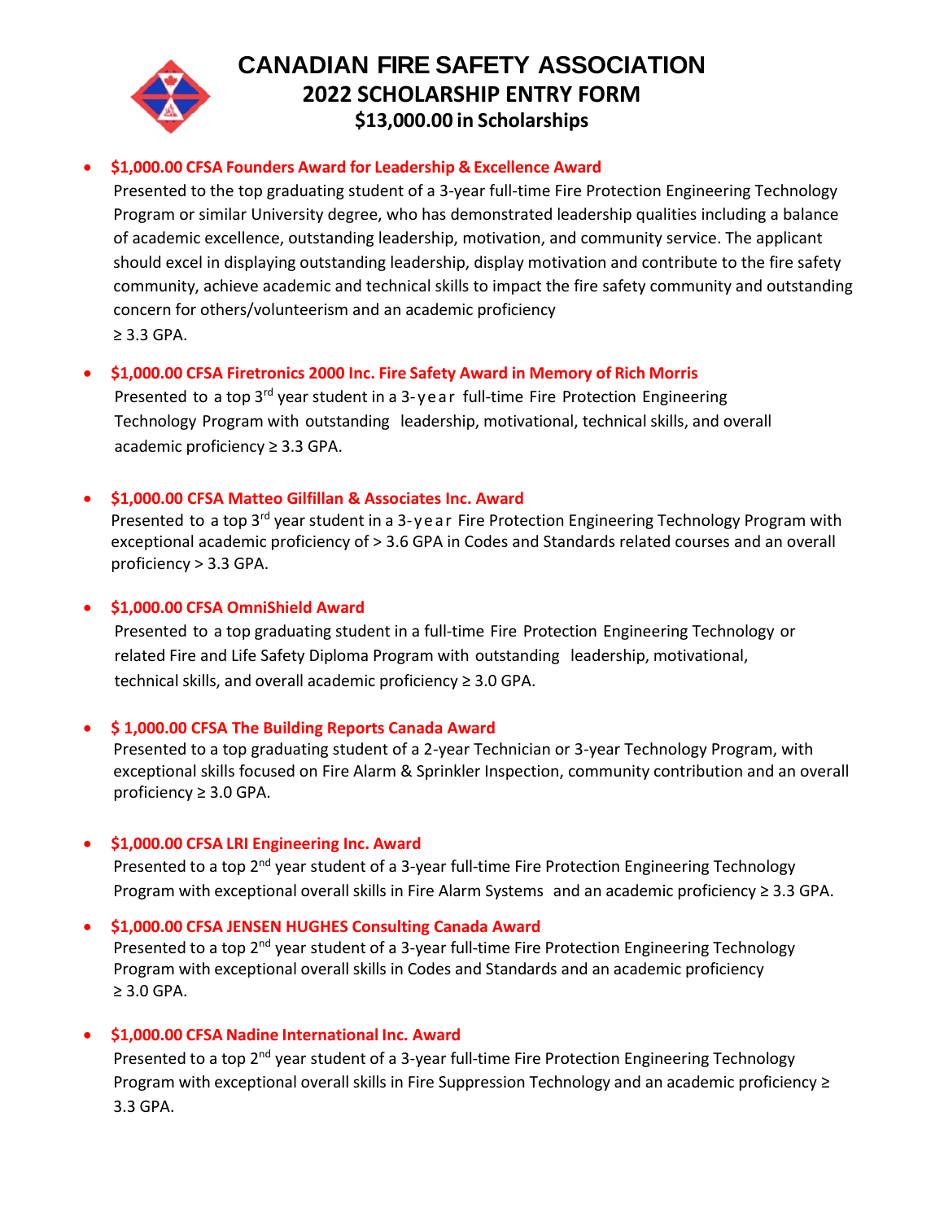# CANADIAN FIRE SAFETY ASSOCIATION
## 2022 SCHOLARSHIP ENTRY FORM
### $13,000.00 in Scholarships

- **$1,000.00 CFSA Founders Award for Leadership & Excellence Award**
  Presented to the top graduating student of a 3-year full-time Fire Protection Engineering Technology Program or similar University degree, who has demonstrated leadership qualities including a balance of academic excellence, outstanding leadership, motivation, and community service. The applicant should excel in displaying outstanding leadership, display motivation and contribute to the fire safety community, achieve academic and technical skills to impact the fire safety community and outstanding concern for others/volunteerism and an academic proficiency
  ≥ 3.3 GPA.

- **$1,000.00 CFSA Firetronics 2000 Inc. Fire Safety Award in Memory of Rich Morris**
  Presented to a top 3rd year student in a 3-year full-time Fire Protection Engineering Technology Program with outstanding leadership, motivational, technical skills, and overall academic proficiency ≥ 3.3 GPA.

- **$1,000.00 CFSA Matteo Gilfillan & Associates Inc. Award**
  Presented to a top 3rd year student in a 3-year Fire Protection Engineering Technology Program with exceptional academic proficiency of > 3.6 GPA in Codes and Standards related courses and an overall proficiency > 3.3 GPA.

- **$1,000.00 CFSA OmniShield Award**
  Presented to a top graduating student in a full-time Fire Protection Engineering Technology or related Fire and Life Safety Diploma Program with outstanding leadership, motivational, technical skills, and overall academic proficiency ≥ 3.0 GPA.

- **$ 1,000.00 CFSA The Building Reports Canada Award**
  Presented to a top graduating student of a 2-year Technician or 3-year Technology Program, with exceptional skills focused on Fire Alarm & Sprinkler Inspection, community contribution and an overall proficiency ≥ 3.0 GPA.

- **$1,000.00 CFSA LRI Engineering Inc. Award**
  Presented to a top 2nd year student of a 3-year full-time Fire Protection Engineering Technology Program with exceptional overall skills in Fire Alarm Systems and an academic proficiency ≥ 3.3 GPA.

- **$1,000.00 CFSA JENSEN HUGHES Consulting Canada Award**
  Presented to a top 2nd year student of a 3-year full-time Fire Protection Engineering Technology Program with exceptional overall skills in Codes and Standards and an academic proficiency
  ≥ 3.0 GPA.

- **$1,000.00 CFSA Nadine International Inc. Award**
  Presented to a top 2nd year student of a 3-year full-time Fire Protection Engineering Technology Program with exceptional overall skills in Fire Suppression Technology and an academic proficiency ≥ 3.3 GPA.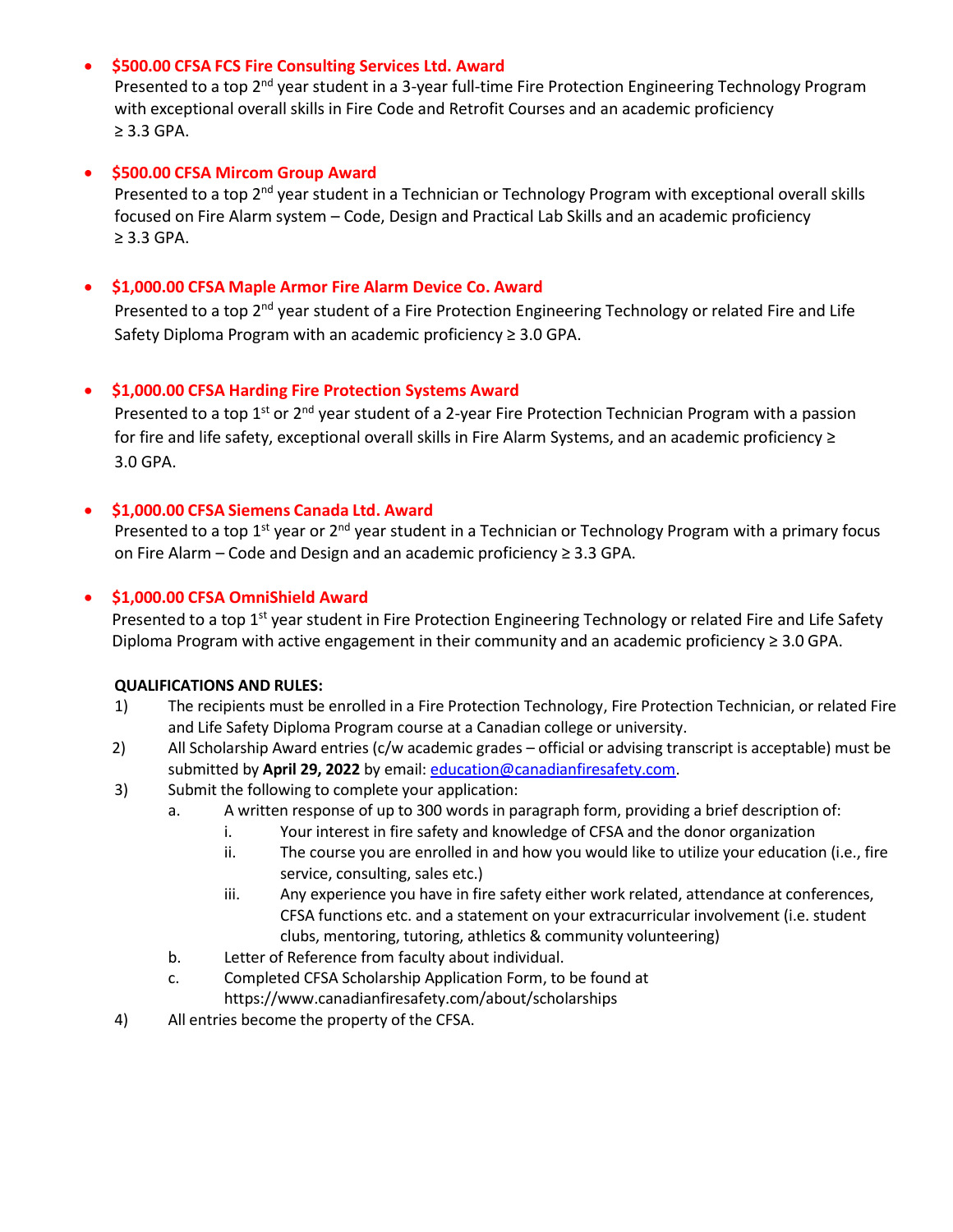- **$500.00 CFSA FCS Fire Consulting Services Ltd. Award**
  Presented to a top 2nd year student in a 3-year full-time Fire Protection Engineering Technology Program with exceptional overall skills in Fire Code and Retrofit Courses and an academic proficiency ≥ 3.3 GPA.

- **$500.00 CFSA Mircom Group Award**
  Presented to a top 2nd year student in a Technician or Technology Program with exceptional overall skills focused on Fire Alarm system – Code, Design and Practical Lab Skills and an academic proficiency ≥ 3.3 GPA.

- **$1,000.00 CFSA Maple Armor Fire Alarm Device Co. Award**
  Presented to a top 2nd year student of a Fire Protection Engineering Technology or related Fire and Life Safety Diploma Program with an academic proficiency ≥ 3.0 GPA.

- **$1,000.00 CFSA Harding Fire Protection Systems Award**
  Presented to a top 1st or 2nd year student of a 2-year Fire Protection Technician Program with a passion for fire and life safety, exceptional overall skills in Fire Alarm Systems, and an academic proficiency ≥ 3.0 GPA.

- **$1,000.00 CFSA Siemens Canada Ltd. Award**
  Presented to a top 1st year or 2nd year student in a Technician or Technology Program with a primary focus on Fire Alarm – Code and Design and an academic proficiency ≥ 3.3 GPA.

- **$1,000.00 CFSA OmniShield Award**
  Presented to a top 1st year student in Fire Protection Engineering Technology or related Fire and Life Safety Diploma Program with active engagement in their community and an academic proficiency ≥ 3.0 GPA.

**QUALIFICATIONS AND RULES:**

1) The recipients must be enrolled in a Fire Protection Technology, Fire Protection Technician, or related Fire and Life Safety Diploma Program course at a Canadian college or university.
2) All Scholarship Award entries (c/w academic grades – official or advising transcript is acceptable) must be submitted by **April 29, 2022** by email: education@canadianfiresafety.com.
3) Submit the following to complete your application:
   a. A written response of up to 300 words in paragraph form, providing a brief description of:
      i. Your interest in fire safety and knowledge of CFSA and the donor organization
      ii. The course you are enrolled in and how you would like to utilize your education (i.e., fire service, consulting, sales etc.)
      iii. Any experience you have in fire safety either work related, attendance at conferences, CFSA functions etc. and a statement on your extracurricular involvement (i.e. student clubs, mentoring, tutoring, athletics & community volunteering)
   b. Letter of Reference from faculty about individual.
   c. Completed CFSA Scholarship Application Form, to be found at https://www.canadianfiresafety.com/about/scholarships
4) All entries become the property of the CFSA.